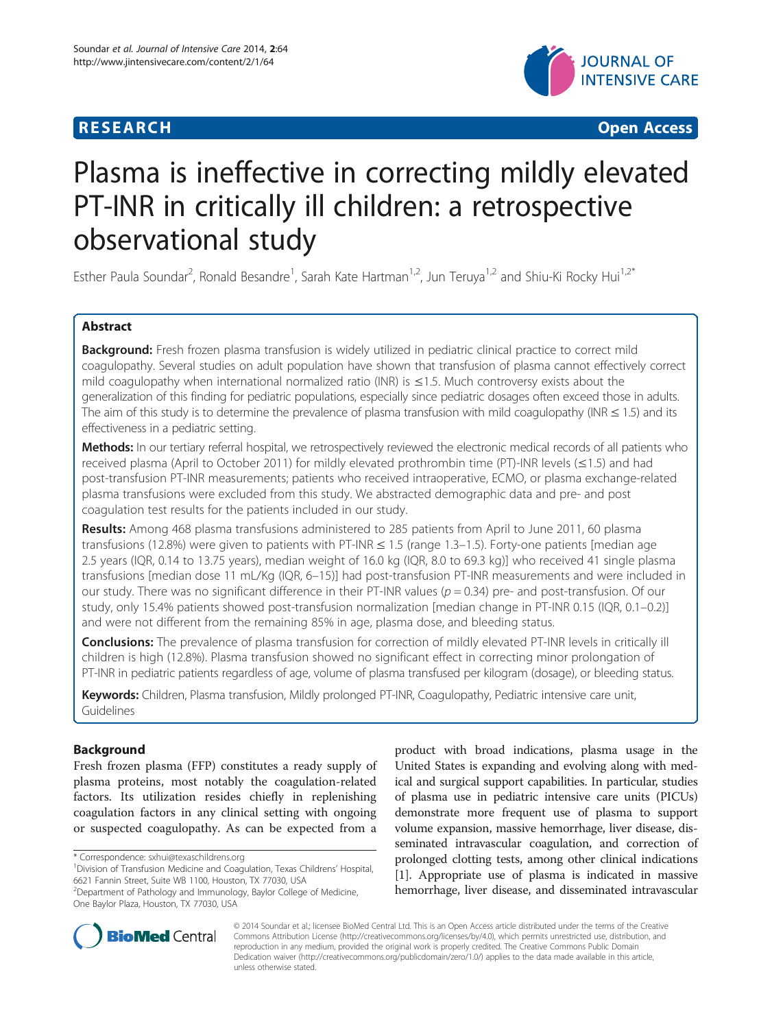**RESEARCH** **Open Access**

# Plasma is ineffective in correcting mildly elevated PT-INR in critically ill children: a retrospective observational study

Esther Paula Soundar[2], Ronald Besandre[1], Sarah Kate Hartman[1,2], Jun Teruya[1,2] and Shiu-Ki Rocky Hui[1,2*]

## Abstract

**Background:** Fresh frozen plasma transfusion is widely utilized in pediatric clinical practice to correct mild coagulopathy. Several studies on adult population have shown that transfusion of plasma cannot effectively correct mild coagulopathy when international normalized ratio (INR) is ≤1.5. Much controversy exists about the generalization of this finding for pediatric populations, especially since pediatric dosages often exceed those in adults. The aim of this study is to determine the prevalence of plasma transfusion with mild coagulopathy (INR ≤ 1.5) and its effectiveness in a pediatric setting.

**Methods:** In our tertiary referral hospital, we retrospectively reviewed the electronic medical records of all patients who received plasma (April to October 2011) for mildly elevated prothrombin time (PT)-INR levels (≤1.5) and had post-transfusion PT-INR measurements; patients who received intraoperative, ECMO, or plasma exchange-related plasma transfusions were excluded from this study. We abstracted demographic data and pre- and post coagulation test results for the patients included in our study.

**Results:** Among 468 plasma transfusions administered to 285 patients from April to June 2011, 60 plasma transfusions (12.8%) were given to patients with PT-INR ≤ 1.5 (range 1.3–1.5). Forty-one patients [median age 2.5 years (IQR, 0.14 to 13.75 years), median weight of 16.0 kg (IQR, 8.0 to 69.3 kg)] who received 41 single plasma transfusions [median dose 11 mL/Kg (IQR, 6–15)] had post-transfusion PT-INR measurements and were included in our study. There was no significant difference in their PT-INR values ($p = 0.34$) pre- and post-transfusion. Of our study, only 15.4% patients showed post-transfusion normalization [median change in PT-INR 0.15 (IQR, 0.1–0.2)] and were not different from the remaining 85% in age, plasma dose, and bleeding status.

**Conclusions:** The prevalence of plasma transfusion for correction of mildly elevated PT-INR levels in critically ill children is high (12.8%). Plasma transfusion showed no significant effect in correcting minor prolongation of PT-INR in pediatric patients regardless of age, volume of plasma transfused per kilogram (dosage), or bleeding status.

**Keywords:** Children, Plasma transfusion, Mildly prolonged PT-INR, Coagulopathy, Pediatric intensive care unit, Guidelines

## Background

Fresh frozen plasma (FFP) constitutes a ready supply of plasma proteins, most notably the coagulation-related factors. Its utilization resides chiefly in replenishing coagulation factors in any clinical setting with ongoing or suspected coagulopathy. As can be expected from a product with broad indications, plasma usage in the United States is expanding and evolving along with medical and surgical support capabilities. In particular, studies of plasma use in pediatric intensive care units (PICUs) demonstrate more frequent use of plasma to support volume expansion, massive hemorrhage, liver disease, disseminated intravascular coagulation, and correction of prolonged clotting tests, among other clinical indications [1]. Appropriate use of plasma is indicated in massive hemorrhage, liver disease, and disseminated intravascular

\* Correspondence: sxhui@texaschildrens.org
[1]Division of Transfusion Medicine and Coagulation, Texas Childrens' Hospital, 6621 Fannin Street, Suite WB 1100, Houston, TX 77030, USA
[2]Department of Pathology and Immunology, Baylor College of Medicine, One Baylor Plaza, Houston, TX 77030, USA

© 2014 Soundar et al.; licensee BioMed Central Ltd. This is an Open Access article distributed under the terms of the Creative Commons Attribution License (http://creativecommons.org/licenses/by/4.0), which permits unrestricted use, distribution, and reproduction in any medium, provided the original work is properly credited. The Creative Commons Public Domain Dedication waiver (http://creativecommons.org/publicdomain/zero/1.0/) applies to the data made available in this article, unless otherwise stated.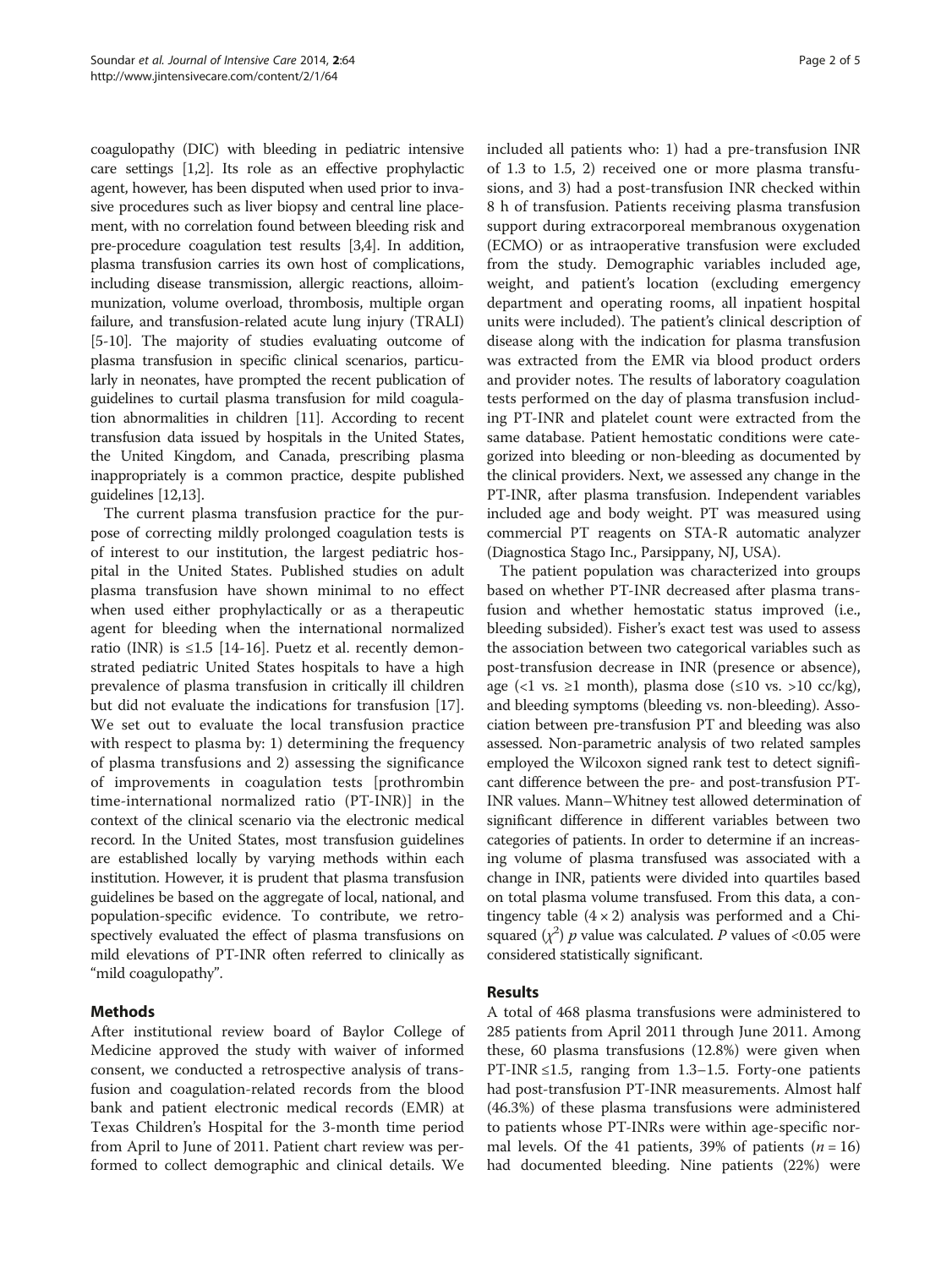coagulopathy (DIC) with bleeding in pediatric intensive care settings [1,2]. Its role as an effective prophylactic agent, however, has been disputed when used prior to invasive procedures such as liver biopsy and central line placement, with no correlation found between bleeding risk and pre-procedure coagulation test results [3,4]. In addition, plasma transfusion carries its own host of complications, including disease transmission, allergic reactions, alloimmunization, volume overload, thrombosis, multiple organ failure, and transfusion-related acute lung injury (TRALI) [5-10]. The majority of studies evaluating outcome of plasma transfusion in specific clinical scenarios, particularly in neonates, have prompted the recent publication of guidelines to curtail plasma transfusion for mild coagulation abnormalities in children [11]. According to recent transfusion data issued by hospitals in the United States, the United Kingdom, and Canada, prescribing plasma inappropriately is a common practice, despite published guidelines [12,13].

The current plasma transfusion practice for the purpose of correcting mildly prolonged coagulation tests is of interest to our institution, the largest pediatric hospital in the United States. Published studies on adult plasma transfusion have shown minimal to no effect when used either prophylactically or as a therapeutic agent for bleeding when the international normalized ratio (INR) is ≤1.5 [14-16]. Puetz et al. recently demonstrated pediatric United States hospitals to have a high prevalence of plasma transfusion in critically ill children but did not evaluate the indications for transfusion [17]. We set out to evaluate the local transfusion practice with respect to plasma by: 1) determining the frequency of plasma transfusions and 2) assessing the significance of improvements in coagulation tests [prothrombin time-international normalized ratio (PT-INR)] in the context of the clinical scenario via the electronic medical record. In the United States, most transfusion guidelines are established locally by varying methods within each institution. However, it is prudent that plasma transfusion guidelines be based on the aggregate of local, national, and population-specific evidence. To contribute, we retrospectively evaluated the effect of plasma transfusions on mild elevations of PT-INR often referred to clinically as "mild coagulopathy".

## Methods

After institutional review board of Baylor College of Medicine approved the study with waiver of informed consent, we conducted a retrospective analysis of transfusion and coagulation-related records from the blood bank and patient electronic medical records (EMR) at Texas Children's Hospital for the 3-month time period from April to June of 2011. Patient chart review was performed to collect demographic and clinical details. We included all patients who: 1) had a pre-transfusion INR of 1.3 to 1.5, 2) received one or more plasma transfusions, and 3) had a post-transfusion INR checked within 8 h of transfusion. Patients receiving plasma transfusion support during extracorporeal membranous oxygenation (ECMO) or as intraoperative transfusion were excluded from the study. Demographic variables included age, weight, and patient's location (excluding emergency department and operating rooms, all inpatient hospital units were included). The patient's clinical description of disease along with the indication for plasma transfusion was extracted from the EMR via blood product orders and provider notes. The results of laboratory coagulation tests performed on the day of plasma transfusion including PT-INR and platelet count were extracted from the same database. Patient hemostatic conditions were categorized into bleeding or non-bleeding as documented by the clinical providers. Next, we assessed any change in the PT-INR, after plasma transfusion. Independent variables included age and body weight. PT was measured using commercial PT reagents on STA-R automatic analyzer (Diagnostica Stago Inc., Parsippany, NJ, USA).

The patient population was characterized into groups based on whether PT-INR decreased after plasma transfusion and whether hemostatic status improved (i.e., bleeding subsided). Fisher's exact test was used to assess the association between two categorical variables such as post-transfusion decrease in INR (presence or absence), age (<1 vs. ≥1 month), plasma dose (≤10 vs. >10 cc/kg), and bleeding symptoms (bleeding vs. non-bleeding). Association between pre-transfusion PT and bleeding was also assessed. Non-parametric analysis of two related samples employed the Wilcoxon signed rank test to detect significant difference between the pre- and post-transfusion PT-INR values. Mann–Whitney test allowed determination of significant difference in different variables between two categories of patients. In order to determine if an increasing volume of plasma transfused was associated with a change in INR, patients were divided into quartiles based on total plasma volume transfused. From this data, a contingency table ($4 \times 2$) analysis was performed and a Chi-squared ($\chi^2$) $p$ value was calculated. $P$ values of <0.05 were considered statistically significant.

## Results

A total of 468 plasma transfusions were administered to 285 patients from April 2011 through June 2011. Among these, 60 plasma transfusions (12.8%) were given when PT-INR ≤1.5, ranging from 1.3–1.5. Forty-one patients had post-transfusion PT-INR measurements. Almost half (46.3%) of these plasma transfusions were administered to patients whose PT-INRs were within age-specific normal levels. Of the 41 patients, 39% of patients ($n = 16$) had documented bleeding. Nine patients (22%) were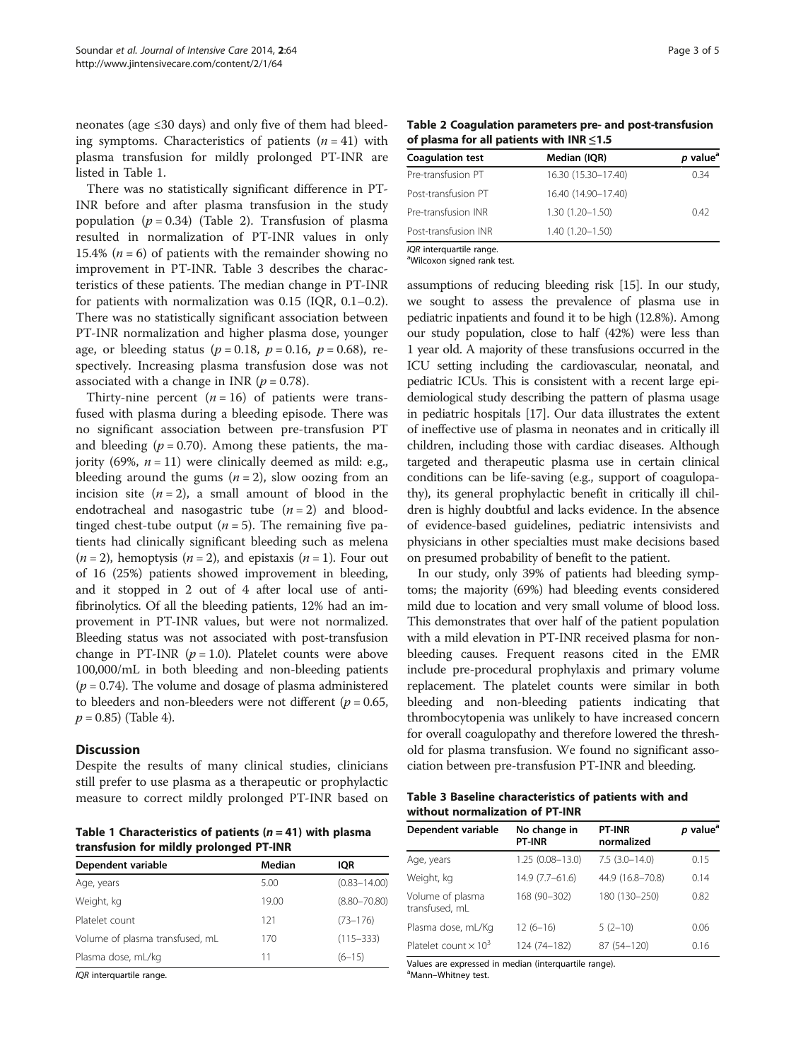neonates (age ≤30 days) and only five of them had bleeding symptoms. Characteristics of patients ($n = 41$) with plasma transfusion for mildly prolonged PT-INR are listed in Table 1.

There was no statistically significant difference in PT-INR before and after plasma transfusion in the study population ($p = 0.34$) (Table 2). Transfusion of plasma resulted in normalization of PT-INR values in only 15.4% ($n = 6$) of patients with the remainder showing no improvement in PT-INR. Table 3 describes the characteristics of these patients. The median change in PT-INR for patients with normalization was 0.15 (IQR, 0.1–0.2). There was no statistically significant association between PT-INR normalization and higher plasma dose, younger age, or bleeding status ($p = 0.18$, $p = 0.16$, $p = 0.68$), respectively. Increasing plasma transfusion dose was not associated with a change in INR ($p = 0.78$).

Thirty-nine percent ($n = 16$) of patients were transfused with plasma during a bleeding episode. There was no significant association between pre-transfusion PT and bleeding ($p = 0.70$). Among these patients, the majority (69%, $n = 11$) were clinically deemed as mild: e.g., bleeding around the gums ($n = 2$), slow oozing from an incision site ($n = 2$), a small amount of blood in the endotracheal and nasogastric tube ($n = 2$) and blood-tinged chest-tube output ($n = 5$). The remaining five patients had clinically significant bleeding such as melena ($n = 2$), hemoptysis ($n = 2$), and epistaxis ($n = 1$). Four out of 16 (25%) patients showed improvement in bleeding, and it stopped in 2 out of 4 after local use of antifibrinolytics. Of all the bleeding patients, 12% had an improvement in PT-INR values, but were not normalized. Bleeding status was not associated with post-transfusion change in PT-INR ($p = 1.0$). Platelet counts were above 100,000/mL in both bleeding and non-bleeding patients ($p = 0.74$). The volume and dosage of plasma administered to bleeders and non-bleeders were not different ($p = 0.65$, $p = 0.85$) (Table 4).

**Table 1 Characteristics of patients ($n = 41$) with plasma transfusion for mildly prolonged PT-INR**

| Dependent variable | Median | IQR |
|---|---|---|
| Age, years | 5.00 | (0.83–14.00) |
| Weight, kg | 19.00 | (8.80–70.80) |
| Platelet count | 121 | (73–176) |
| Volume of plasma transfused, mL | 170 | (115–333) |
| Plasma dose, mL/kg | 11 | (6–15) |

*IQR* interquartile range.

**Table 2 Coagulation parameters pre- and post-transfusion of plasma for all patients with INR ≤1.5**

| Coagulation test | Median (IQR) | *p* value[a] |
|---|---|---|
| Pre-transfusion PT | 16.30 (15.30–17.40) | 0.34 |
| Post-transfusion PT | 16.40 (14.90–17.40) | |
| Pre-transfusion INR | 1.30 (1.20–1.50) | 0.42 |
| Post-transfusion INR | 1.40 (1.20–1.50) | |

*IQR* interquartile range.
[a]Wilcoxon signed rank test.

## Discussion

Despite the results of many clinical studies, clinicians still prefer to use plasma as a therapeutic or prophylactic measure to correct mildly prolonged PT-INR based on assumptions of reducing bleeding risk [15]. In our study, we sought to assess the prevalence of plasma use in pediatric inpatients and found it to be high (12.8%). Among our study population, close to half (42%) were less than 1 year old. A majority of these transfusions occurred in the ICU setting including the cardiovascular, neonatal, and pediatric ICUs. This is consistent with a recent large epidemiological study describing the pattern of plasma usage in pediatric hospitals [17]. Our data illustrates the extent of ineffective use of plasma in neonates and in critically ill children, including those with cardiac diseases. Although targeted and therapeutic plasma use in certain clinical conditions can be life-saving (e.g., support of coagulopathy), its general prophylactic benefit in critically ill children is highly doubtful and lacks evidence. In the absence of evidence-based guidelines, pediatric intensivists and physicians in other specialties must make decisions based on presumed probability of benefit to the patient.

In our study, only 39% of patients had bleeding symptoms; the majority (69%) had bleeding events considered mild due to location and very small volume of blood loss. This demonstrates that over half of the patient population with a mild elevation in PT-INR received plasma for non-bleeding causes. Frequent reasons cited in the EMR include pre-procedural prophylaxis and primary volume replacement. The platelet counts were similar in both bleeding and non-bleeding patients indicating that thrombocytopenia was unlikely to have increased concern for overall coagulopathy and therefore lowered the threshold for plasma transfusion. We found no significant association between pre-transfusion PT-INR and bleeding.

**Table 3 Baseline characteristics of patients with and without normalization of PT-INR**

| Dependent variable | No change in PT-INR | PT-INR normalized | *p* value[a] |
|---|---|---|---|
| Age, years | 1.25 (0.08–13.0) | 7.5 (3.0–14.0) | 0.15 |
| Weight, kg | 14.9 (7.7–61.6) | 44.9 (16.8–70.8) | 0.14 |
| Volume of plasma transfused, mL | 168 (90–302) | 180 (130–250) | 0.82 |
| Plasma dose, mL/Kg | 12 (6–16) | 5 (2–10) | 0.06 |
| Platelet count $\times 10^3$ | 124 (74–182) | 87 (54–120) | 0.16 |

Values are expressed in median (interquartile range).
[a]Mann–Whitney test.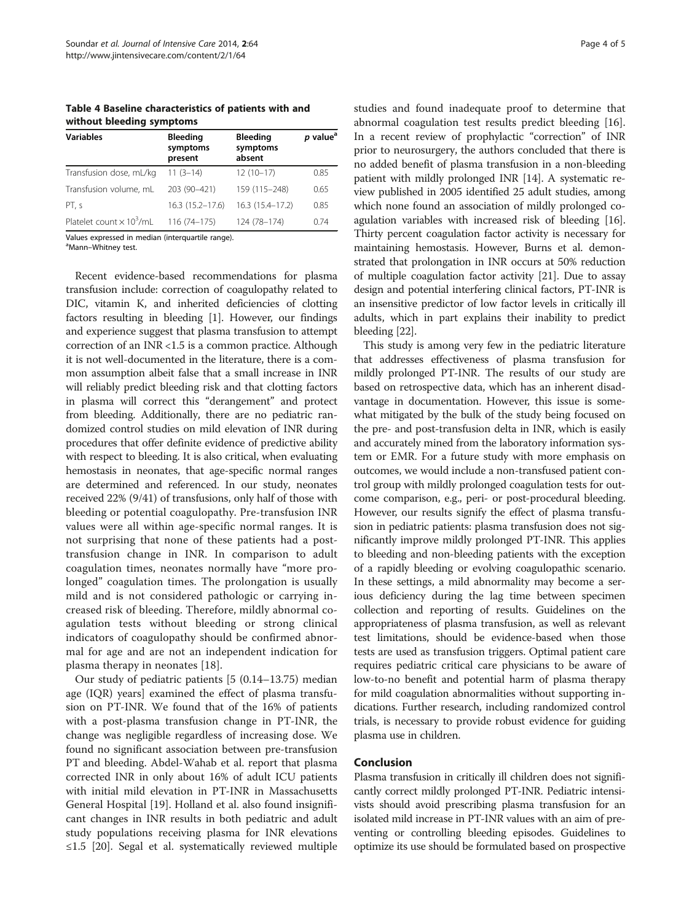**Table 4 Baseline characteristics of patients with and without bleeding symptoms**

| Variables | Bleeding symptoms present | Bleeding symptoms absent | p value[a] |
|---|---|---|---|
| Transfusion dose, mL/kg | 11 (3–14) | 12 (10–17) | 0.85 |
| Transfusion volume, mL | 203 (90–421) | 159 (115–248) | 0.65 |
| PT, s | 16.3 (15.2–17.6) | 16.3 (15.4–17.2) | 0.85 |
| Platelet count × $10^3$/mL | 116 (74–175) | 124 (78–174) | 0.74 |

Values expressed in median (interquartile range).
[a]Mann–Whitney test.

Recent evidence-based recommendations for plasma transfusion include: correction of coagulopathy related to DIC, vitamin K, and inherited deficiencies of clotting factors resulting in bleeding [1]. However, our findings and experience suggest that plasma transfusion to attempt correction of an INR <1.5 is a common practice. Although it is not well-documented in the literature, there is a common assumption albeit false that a small increase in INR will reliably predict bleeding risk and that clotting factors in plasma will correct this "derangement" and protect from bleeding. Additionally, there are no pediatric randomized control studies on mild elevation of INR during procedures that offer definite evidence of predictive ability with respect to bleeding. It is also critical, when evaluating hemostasis in neonates, that age-specific normal ranges are determined and referenced. In our study, neonates received 22% (9/41) of transfusions, only half of those with bleeding or potential coagulopathy. Pre-transfusion INR values were all within age-specific normal ranges. It is not surprising that none of these patients had a post-transfusion change in INR. In comparison to adult coagulation times, neonates normally have "more prolonged" coagulation times. The prolongation is usually mild and is not considered pathologic or carrying increased risk of bleeding. Therefore, mildly abnormal coagulation tests without bleeding or strong clinical indicators of coagulopathy should be confirmed abnormal for age and are not an independent indication for plasma therapy in neonates [18].

Our study of pediatric patients [5 (0.14–13.75) median age (IQR) years] examined the effect of plasma transfusion on PT-INR. We found that of the 16% of patients with a post-plasma transfusion change in PT-INR, the change was negligible regardless of increasing dose. We found no significant association between pre-transfusion PT and bleeding. Abdel-Wahab et al. report that plasma corrected INR in only about 16% of adult ICU patients with initial mild elevation in PT-INR in Massachusetts General Hospital [19]. Holland et al. also found insignificant changes in INR results in both pediatric and adult study populations receiving plasma for INR elevations ≤1.5 [20]. Segal et al. systematically reviewed multiple studies and found inadequate proof to determine that abnormal coagulation test results predict bleeding [16]. In a recent review of prophylactic "correction" of INR prior to neurosurgery, the authors concluded that there is no added benefit of plasma transfusion in a non-bleeding patient with mildly prolonged INR [14]. A systematic review published in 2005 identified 25 adult studies, among which none found an association of mildly prolonged coagulation variables with increased risk of bleeding [16]. Thirty percent coagulation factor activity is necessary for maintaining hemostasis. However, Burns et al. demonstrated that prolongation in INR occurs at 50% reduction of multiple coagulation factor activity [21]. Due to assay design and potential interfering clinical factors, PT-INR is an insensitive predictor of low factor levels in critically ill adults, which in part explains their inability to predict bleeding [22].

This study is among very few in the pediatric literature that addresses effectiveness of plasma transfusion for mildly prolonged PT-INR. The results of our study are based on retrospective data, which has an inherent disadvantage in documentation. However, this issue is somewhat mitigated by the bulk of the study being focused on the pre- and post-transfusion delta in INR, which is easily and accurately mined from the laboratory information system or EMR. For a future study with more emphasis on outcomes, we would include a non-transfused patient control group with mildly prolonged coagulation tests for outcome comparison, e.g., peri- or post-procedural bleeding. However, our results signify the effect of plasma transfusion in pediatric patients: plasma transfusion does not significantly improve mildly prolonged PT-INR. This applies to bleeding and non-bleeding patients with the exception of a rapidly bleeding or evolving coagulopathic scenario. In these settings, a mild abnormality may become a serious deficiency during the lag time between specimen collection and reporting of results. Guidelines on the appropriateness of plasma transfusion, as well as relevant test limitations, should be evidence-based when those tests are used as transfusion triggers. Optimal patient care requires pediatric critical care physicians to be aware of low-to-no benefit and potential harm of plasma therapy for mild coagulation abnormalities without supporting indications. Further research, including randomized control trials, is necessary to provide robust evidence for guiding plasma use in children.

## Conclusion

Plasma transfusion in critically ill children does not significantly correct mildly prolonged PT-INR. Pediatric intensivists should avoid prescribing plasma transfusion for an isolated mild increase in PT-INR values with an aim of preventing or controlling bleeding episodes. Guidelines to optimize its use should be formulated based on prospective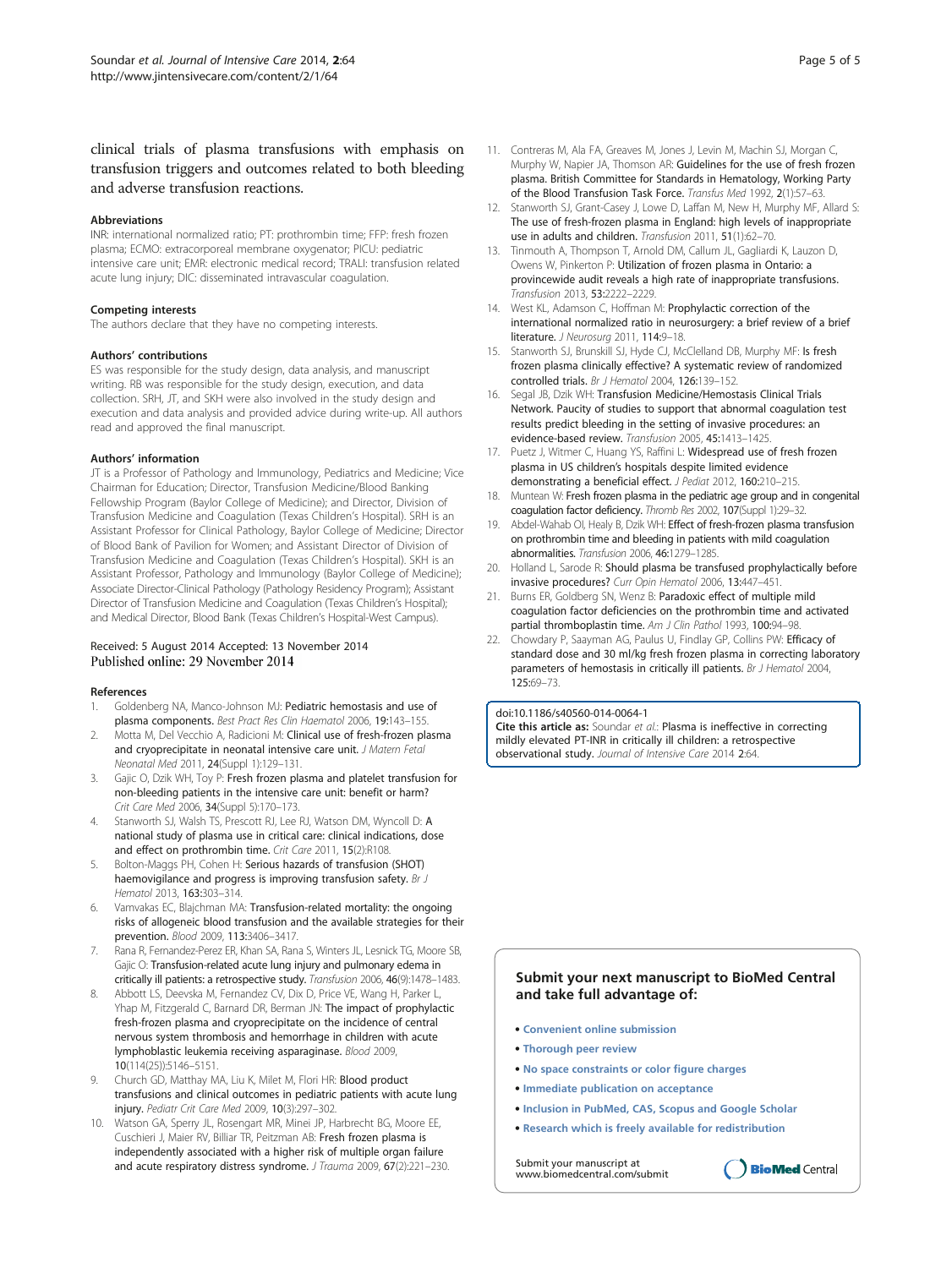clinical trials of plasma transfusions with emphasis on transfusion triggers and outcomes related to both bleeding and adverse transfusion reactions.

### Abbreviations

INR: international normalized ratio; PT: prothrombin time; FFP: fresh frozen plasma; ECMO: extracorporeal membrane oxygenator; PICU: pediatric intensive care unit; EMR: electronic medical record; TRALI: transfusion related acute lung injury; DIC: disseminated intravascular coagulation.

### Competing interests

The authors declare that they have no competing interests.

### Authors' contributions

ES was responsible for the study design, data analysis, and manuscript writing. RB was responsible for the study design, execution, and data collection. SRH, JT, and SKH were also involved in the study design and execution and data analysis and provided advice during write-up. All authors read and approved the final manuscript.

### Authors' information

JT is a Professor of Pathology and Immunology, Pediatrics and Medicine; Vice Chairman for Education; Director, Transfusion Medicine/Blood Banking Fellowship Program (Baylor College of Medicine); and Director, Division of Transfusion Medicine and Coagulation (Texas Children's Hospital). SRH is an Assistant Professor for Clinical Pathology, Baylor College of Medicine; Director of Blood Bank of Pavilion for Women; and Assistant Director of Division of Transfusion Medicine and Coagulation (Texas Children's Hospital). SKH is an Assistant Professor, Pathology and Immunology (Baylor College of Medicine); Associate Director-Clinical Pathology (Pathology Residency Program); Assistant Director of Transfusion Medicine and Coagulation (Texas Children's Hospital); and Medical Director, Blood Bank (Texas Children's Hospital-West Campus).

Received: 5 August 2014 Accepted: 13 November 2014
Published online: 29 November 2014

### References

1. Goldenberg NA, Manco-Johnson MJ: **Pediatric hemostasis and use of plasma components.** *Best Pract Res Clin Haematol* 2006, **19**:143–155.
2. Motta M, Del Vecchio A, Radicioni M: **Clinical use of fresh-frozen plasma and cryoprecipitate in neonatal intensive care unit.** *J Matern Fetal Neonatal Med* 2011, **24**(Suppl 1):129–131.
3. Gajic O, Dzik WH, Toy P: **Fresh frozen plasma and platelet transfusion for non-bleeding patients in the intensive care unit: benefit or harm?** *Crit Care Med* 2006, **34**(Suppl 5):170–173.
4. Stanworth SJ, Walsh TS, Prescott RJ, Lee RJ, Watson DM, Wyncoll D: **A national study of plasma use in critical care: clinical indications, dose and effect on prothrombin time.** *Crit Care* 2011, **15**(2):R108.
5. Bolton-Maggs PH, Cohen H: **Serious hazards of transfusion (SHOT) haemovigilance and progress is improving transfusion safety.** *Br J Hematol* 2013, **163**:303–314.
6. Vamvakas EC, Blajchman MA: **Transfusion-related mortality: the ongoing risks of allogeneic blood transfusion and the available strategies for their prevention.** *Blood* 2009, **113**:3406–3417.
7. Rana R, Fernandez-Perez ER, Khan SA, Rana S, Winters JL, Lesnick TG, Moore SB, Gajic O: **Transfusion-related acute lung injury and pulmonary edema in critically ill patients: a retrospective study.** *Transfusion* 2006, **46**(9):1478–1483.
8. Abbott LS, Deevska M, Fernandez CV, Dix D, Price VE, Wang H, Parker L, Yhap M, Fitzgerald C, Barnard DR, Berman JN: **The impact of prophylactic fresh-frozen plasma and cryoprecipitate on the incidence of central nervous system thrombosis and hemorrhage in children with acute lymphoblastic leukemia receiving asparaginase.** *Blood* 2009, **10**(114(25)):5146–5151.
9. Church GD, Matthay MA, Liu K, Milet M, Flori HR: **Blood product transfusions and clinical outcomes in pediatric patients with acute lung injury.** *Pediatr Crit Care Med* 2009, **10**(3):297–302.
10. Watson GA, Sperry JL, Rosengart MR, Minei JP, Harbrecht BG, Moore EE, Cuschieri J, Maier RV, Billiar TR, Peitzman AB: **Fresh frozen plasma is independently associated with a higher risk of multiple organ failure and acute respiratory distress syndrome.** *J Trauma* 2009, **67**(2):221–230.
11. Contreras M, Ala FA, Greaves M, Jones J, Levin M, Machin SJ, Morgan C, Murphy W, Napier JA, Thomson AR: **Guidelines for the use of fresh frozen plasma. British Committee for Standards in Hematology, Working Party of the Blood Transfusion Task Force.** *Transfus Med* 1992, **2**(1):57–63.
12. Stanworth SJ, Grant-Casey J, Lowe D, Laffan M, New H, Murphy MF, Allard S: **The use of fresh-frozen plasma in England: high levels of inappropriate use in adults and children.** *Transfusion* 2011, **51**(1):62–70.
13. Tinmouth A, Thompson T, Arnold DM, Callum JL, Gagliardi K, Lauzon D, Owens W, Pinkerton P: **Utilization of frozen plasma in Ontario: a provincewide audit reveals a high rate of inappropriate transfusions.** *Transfusion* 2013, **53**:2222–2229.
14. West KL, Adamson C, Hoffman M: **Prophylactic correction of the international normalized ratio in neurosurgery: a brief review of a brief literature.** *J Neurosurg* 2011, **114**:9–18.
15. Stanworth SJ, Brunskill SJ, Hyde CJ, McClelland DB, Murphy MF: **Is fresh frozen plasma clinically effective? A systematic review of randomized controlled trials.** *Br J Hematol* 2004, **126**:139–152.
16. Segal JB, Dzik WH: **Transfusion Medicine/Hemostasis Clinical Trials Network. Paucity of studies to support that abnormal coagulation test results predict bleeding in the setting of invasive procedures: an evidence-based review.** *Transfusion* 2005, **45**:1413–1425.
17. Puetz J, Witmer C, Huang YS, Raffini L: **Widespread use of fresh frozen plasma in US children's hospitals despite limited evidence demonstrating a beneficial effect.** *J Pediat* 2012, **160**:210–215.
18. Muntean W: **Fresh frozen plasma in the pediatric age group and in congenital coagulation factor deficiency.** *Thromb Res* 2002, **107**(Suppl 1):29–32.
19. Abdel-Wahab OI, Healy B, Dzik WH: **Effect of fresh-frozen plasma transfusion on prothrombin time and bleeding in patients with mild coagulation abnormalities.** *Transfusion* 2006, **46**:1279–1285.
20. Holland L, Sarode R: **Should plasma be transfused prophylactically before invasive procedures?** *Curr Opin Hematol* 2006, **13**:447–451.
21. Burns ER, Goldberg SN, Wenz B: **Paradoxic effect of multiple mild coagulation factor deficiencies on the prothrombin time and activated partial thromboplastin time.** *Am J Clin Pathol* 1993, **100**:94–98.
22. Chowdary P, Saayman AG, Paulus U, Findlay GP, Collins PW: **Efficacy of standard dose and 30 ml/kg fresh frozen plasma in correcting laboratory parameters of hemostasis in critically ill patients.** *Br J Hematol* 2004, **125**:69–73.

doi:10.1186/s40560-014-0064-1
**Cite this article as:** Soundar *et al.*: Plasma is ineffective in correcting mildly elevated PT-INR in critically ill children: a retrospective observational study. *Journal of Intensive Care* 2014 **2**:64.

**Submit your next manuscript to BioMed Central and take full advantage of:**

- Convenient online submission
- Thorough peer review
- No space constraints or color figure charges
- Immediate publication on acceptance
- Inclusion in PubMed, CAS, Scopus and Google Scholar
- Research which is freely available for redistribution

Submit your manuscript at www.biomedcentral.com/submit

BioMed Central